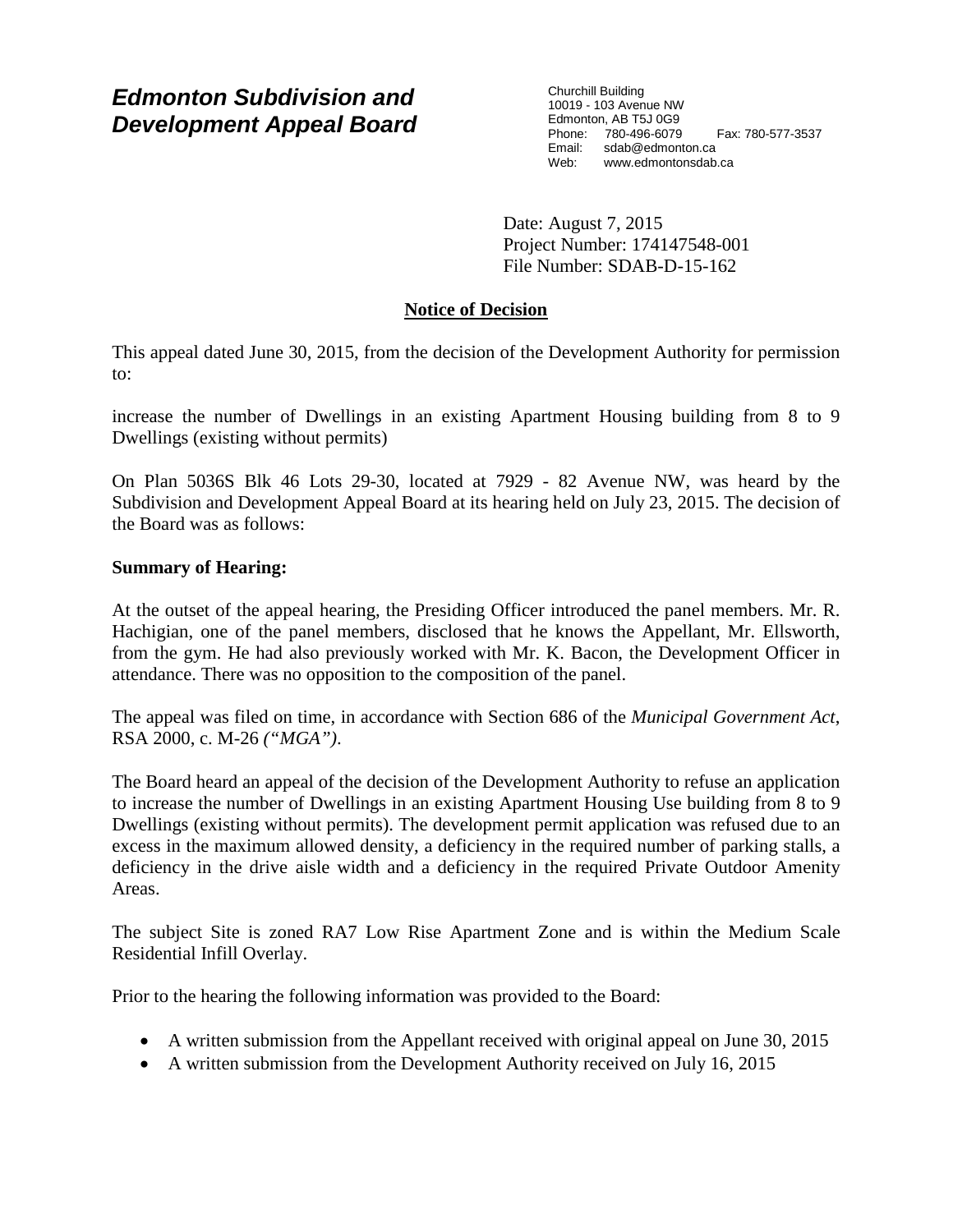# *Edmonton Subdivision and Development Appeal Board*

Churchill Building
10019 - 103 Avenue NW
Edmonton, AB T5J 0G9
Phone: 780-496-6079 Fax: 780-577-3537
Email: sdab@edmonton.ca
Web: www.edmontonsdab.ca

Date: August 7, 2015
Project Number: 174147548-001
File Number: SDAB-D-15-162

## Notice of Decision

This appeal dated June 30, 2015, from the decision of the Development Authority for permission to:

increase the number of Dwellings in an existing Apartment Housing building from 8 to 9 Dwellings (existing without permits)

On Plan 5036S Blk 46 Lots 29-30, located at 7929 - 82 Avenue NW, was heard by the Subdivision and Development Appeal Board at its hearing held on July 23, 2015. The decision of the Board was as follows:

**Summary of Hearing:**

At the outset of the appeal hearing, the Presiding Officer introduced the panel members. Mr. R. Hachigian, one of the panel members, disclosed that he knows the Appellant, Mr. Ellsworth, from the gym. He had also previously worked with Mr. K. Bacon, the Development Officer in attendance. There was no opposition to the composition of the panel.

The appeal was filed on time, in accordance with Section 686 of the *Municipal Government Act*, RSA 2000, c. M-26 *("MGA")*.

The Board heard an appeal of the decision of the Development Authority to refuse an application to increase the number of Dwellings in an existing Apartment Housing Use building from 8 to 9 Dwellings (existing without permits). The development permit application was refused due to an excess in the maximum allowed density, a deficiency in the required number of parking stalls, a deficiency in the drive aisle width and a deficiency in the required Private Outdoor Amenity Areas.

The subject Site is zoned RA7 Low Rise Apartment Zone and is within the Medium Scale Residential Infill Overlay.

Prior to the hearing the following information was provided to the Board:

- A written submission from the Appellant received with original appeal on June 30, 2015
- A written submission from the Development Authority received on July 16, 2015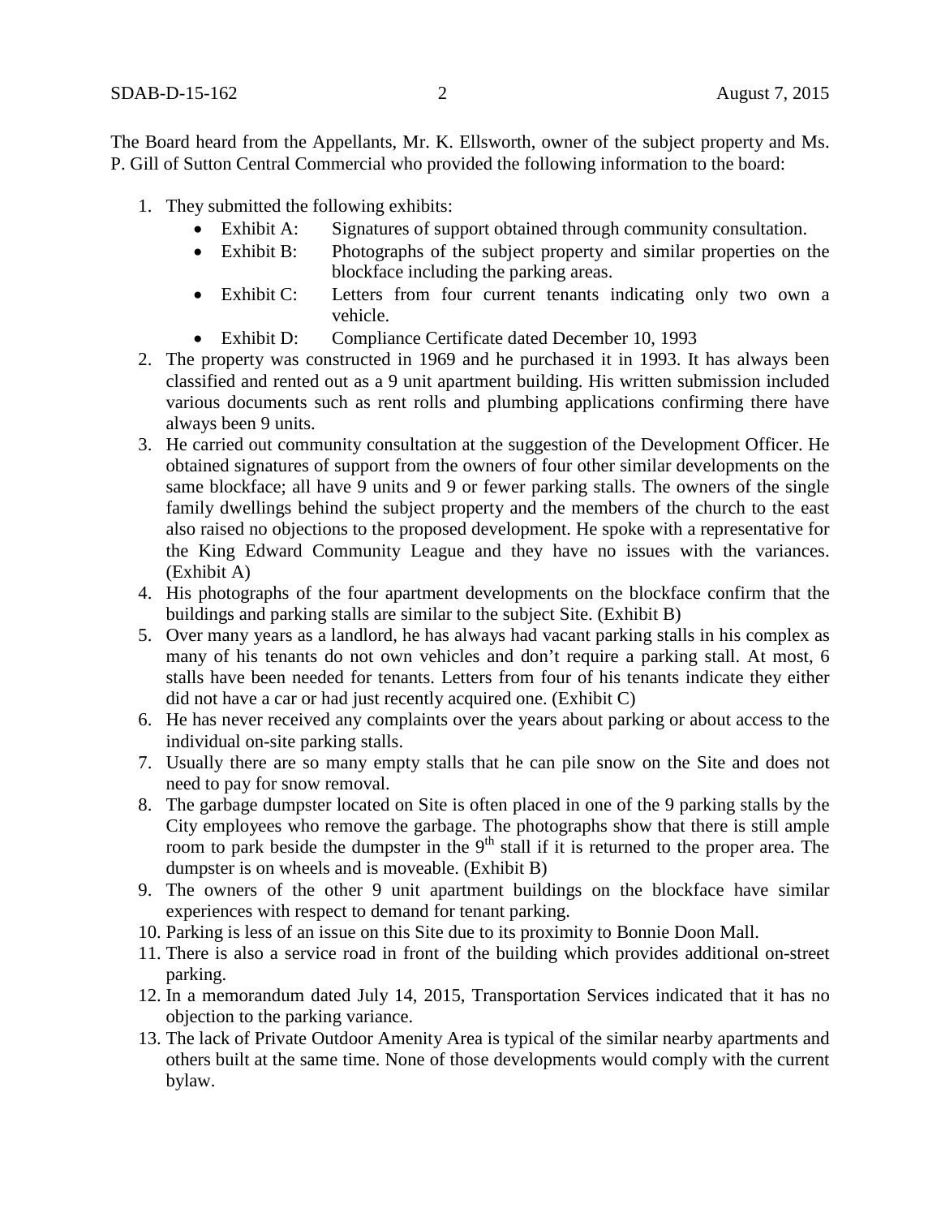The Board heard from the Appellants, Mr. K. Ellsworth, owner of the subject property and Ms. P. Gill of Sutton Central Commercial who provided the following information to the board:

1. They submitted the following exhibits:
   - Exhibit A: Signatures of support obtained through community consultation.
   - Exhibit B: Photographs of the subject property and similar properties on the blockface including the parking areas.
   - Exhibit C: Letters from four current tenants indicating only two own a vehicle.
   - Exhibit D: Compliance Certificate dated December 10, 1993
2. The property was constructed in 1969 and he purchased it in 1993. It has always been classified and rented out as a 9 unit apartment building. His written submission included various documents such as rent rolls and plumbing applications confirming there have always been 9 units.
3. He carried out community consultation at the suggestion of the Development Officer. He obtained signatures of support from the owners of four other similar developments on the same blockface; all have 9 units and 9 or fewer parking stalls. The owners of the single family dwellings behind the subject property and the members of the church to the east also raised no objections to the proposed development. He spoke with a representative for the King Edward Community League and they have no issues with the variances. (Exhibit A)
4. His photographs of the four apartment developments on the blockface confirm that the buildings and parking stalls are similar to the subject Site. (Exhibit B)
5. Over many years as a landlord, he has always had vacant parking stalls in his complex as many of his tenants do not own vehicles and don't require a parking stall. At most, 6 stalls have been needed for tenants. Letters from four of his tenants indicate they either did not have a car or had just recently acquired one. (Exhibit C)
6. He has never received any complaints over the years about parking or about access to the individual on-site parking stalls.
7. Usually there are so many empty stalls that he can pile snow on the Site and does not need to pay for snow removal.
8. The garbage dumpster located on Site is often placed in one of the 9 parking stalls by the City employees who remove the garbage. The photographs show that there is still ample room to park beside the dumpster in the 9th stall if it is returned to the proper area. The dumpster is on wheels and is moveable. (Exhibit B)
9. The owners of the other 9 unit apartment buildings on the blockface have similar experiences with respect to demand for tenant parking.
10. Parking is less of an issue on this Site due to its proximity to Bonnie Doon Mall.
11. There is also a service road in front of the building which provides additional on-street parking.
12. In a memorandum dated July 14, 2015, Transportation Services indicated that it has no objection to the parking variance.
13. The lack of Private Outdoor Amenity Area is typical of the similar nearby apartments and others built at the same time. None of those developments would comply with the current bylaw.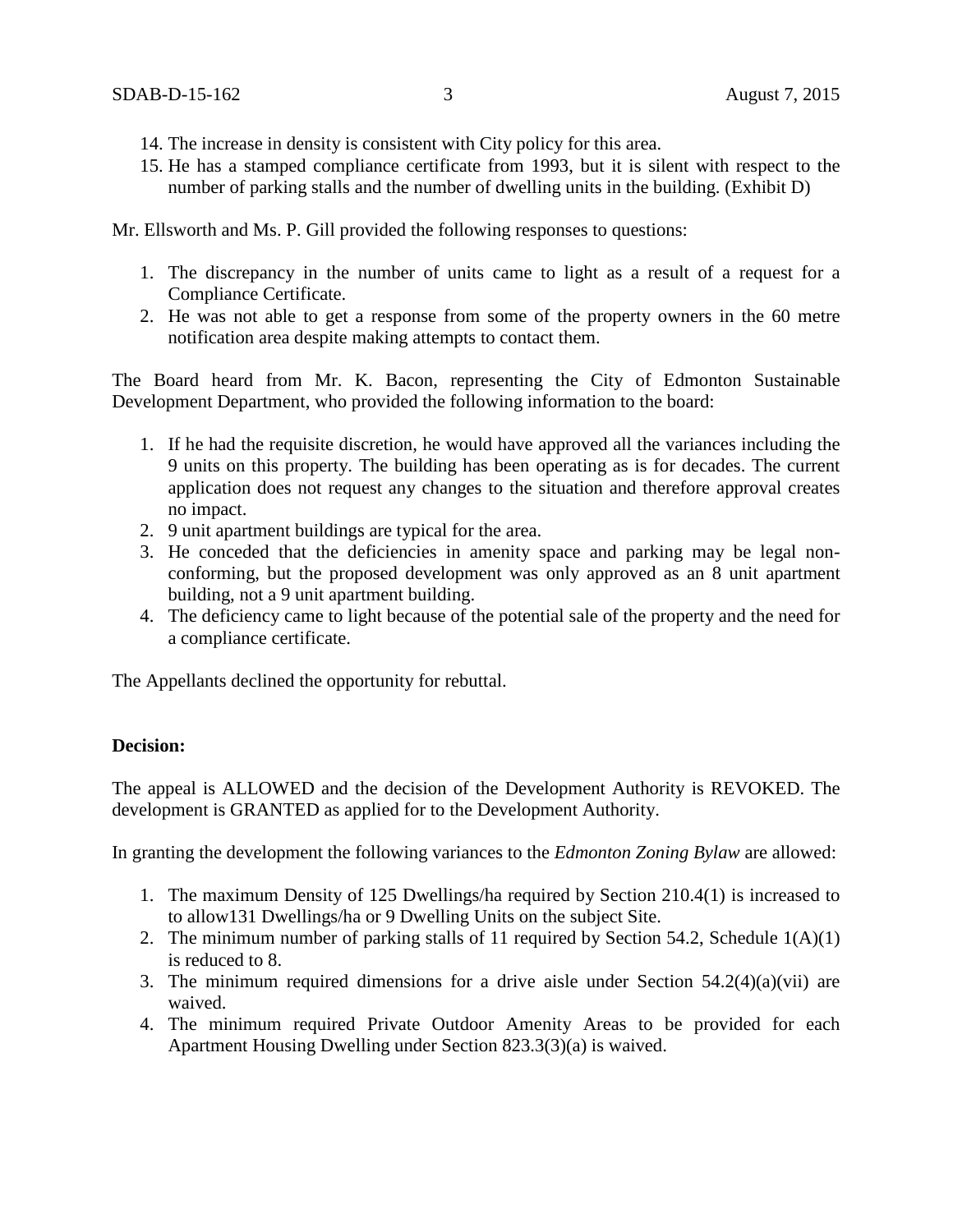14. The increase in density is consistent with City policy for this area.
15. He has a stamped compliance certificate from 1993, but it is silent with respect to the number of parking stalls and the number of dwelling units in the building. (Exhibit D)

Mr. Ellsworth and Ms. P. Gill provided the following responses to questions:

1. The discrepancy in the number of units came to light as a result of a request for a Compliance Certificate.
2. He was not able to get a response from some of the property owners in the 60 metre notification area despite making attempts to contact them.

The Board heard from Mr. K. Bacon, representing the City of Edmonton Sustainable Development Department, who provided the following information to the board:

1. If he had the requisite discretion, he would have approved all the variances including the 9 units on this property. The building has been operating as is for decades. The current application does not request any changes to the situation and therefore approval creates no impact.
2. 9 unit apartment buildings are typical for the area.
3. He conceded that the deficiencies in amenity space and parking may be legal non-conforming, but the proposed development was only approved as an 8 unit apartment building, not a 9 unit apartment building.
4. The deficiency came to light because of the potential sale of the property and the need for a compliance certificate.

The Appellants declined the opportunity for rebuttal.

**Decision:**

The appeal is ALLOWED and the decision of the Development Authority is REVOKED. The development is GRANTED as applied for to the Development Authority.

In granting the development the following variances to the *Edmonton Zoning Bylaw* are allowed:

1. The maximum Density of 125 Dwellings/ha required by Section 210.4(1) is increased to to allow131 Dwellings/ha or 9 Dwelling Units on the subject Site.
2. The minimum number of parking stalls of 11 required by Section 54.2, Schedule 1(A)(1) is reduced to 8.
3. The minimum required dimensions for a drive aisle under Section 54.2(4)(a)(vii) are waived.
4. The minimum required Private Outdoor Amenity Areas to be provided for each Apartment Housing Dwelling under Section 823.3(3)(a) is waived.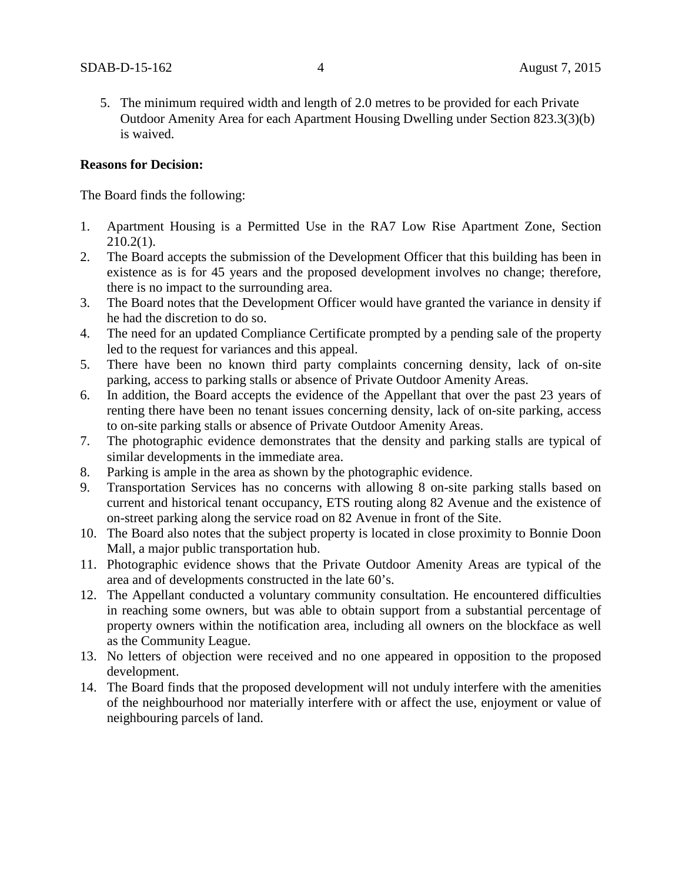5. The minimum required width and length of 2.0 metres to be provided for each Private Outdoor Amenity Area for each Apartment Housing Dwelling under Section 823.3(3)(b) is waived.

**Reasons for Decision:**

The Board finds the following:

1. Apartment Housing is a Permitted Use in the RA7 Low Rise Apartment Zone, Section 210.2(1).
2. The Board accepts the submission of the Development Officer that this building has been in existence as is for 45 years and the proposed development involves no change; therefore, there is no impact to the surrounding area.
3. The Board notes that the Development Officer would have granted the variance in density if he had the discretion to do so.
4. The need for an updated Compliance Certificate prompted by a pending sale of the property led to the request for variances and this appeal.
5. There have been no known third party complaints concerning density, lack of on-site parking, access to parking stalls or absence of Private Outdoor Amenity Areas.
6. In addition, the Board accepts the evidence of the Appellant that over the past 23 years of renting there have been no tenant issues concerning density, lack of on-site parking, access to on-site parking stalls or absence of Private Outdoor Amenity Areas.
7. The photographic evidence demonstrates that the density and parking stalls are typical of similar developments in the immediate area.
8. Parking is ample in the area as shown by the photographic evidence.
9. Transportation Services has no concerns with allowing 8 on-site parking stalls based on current and historical tenant occupancy, ETS routing along 82 Avenue and the existence of on-street parking along the service road on 82 Avenue in front of the Site.
10. The Board also notes that the subject property is located in close proximity to Bonnie Doon Mall, a major public transportation hub.
11. Photographic evidence shows that the Private Outdoor Amenity Areas are typical of the area and of developments constructed in the late 60's.
12. The Appellant conducted a voluntary community consultation. He encountered difficulties in reaching some owners, but was able to obtain support from a substantial percentage of property owners within the notification area, including all owners on the blockface as well as the Community League.
13. No letters of objection were received and no one appeared in opposition to the proposed development.
14. The Board finds that the proposed development will not unduly interfere with the amenities of the neighbourhood nor materially interfere with or affect the use, enjoyment or value of neighbouring parcels of land.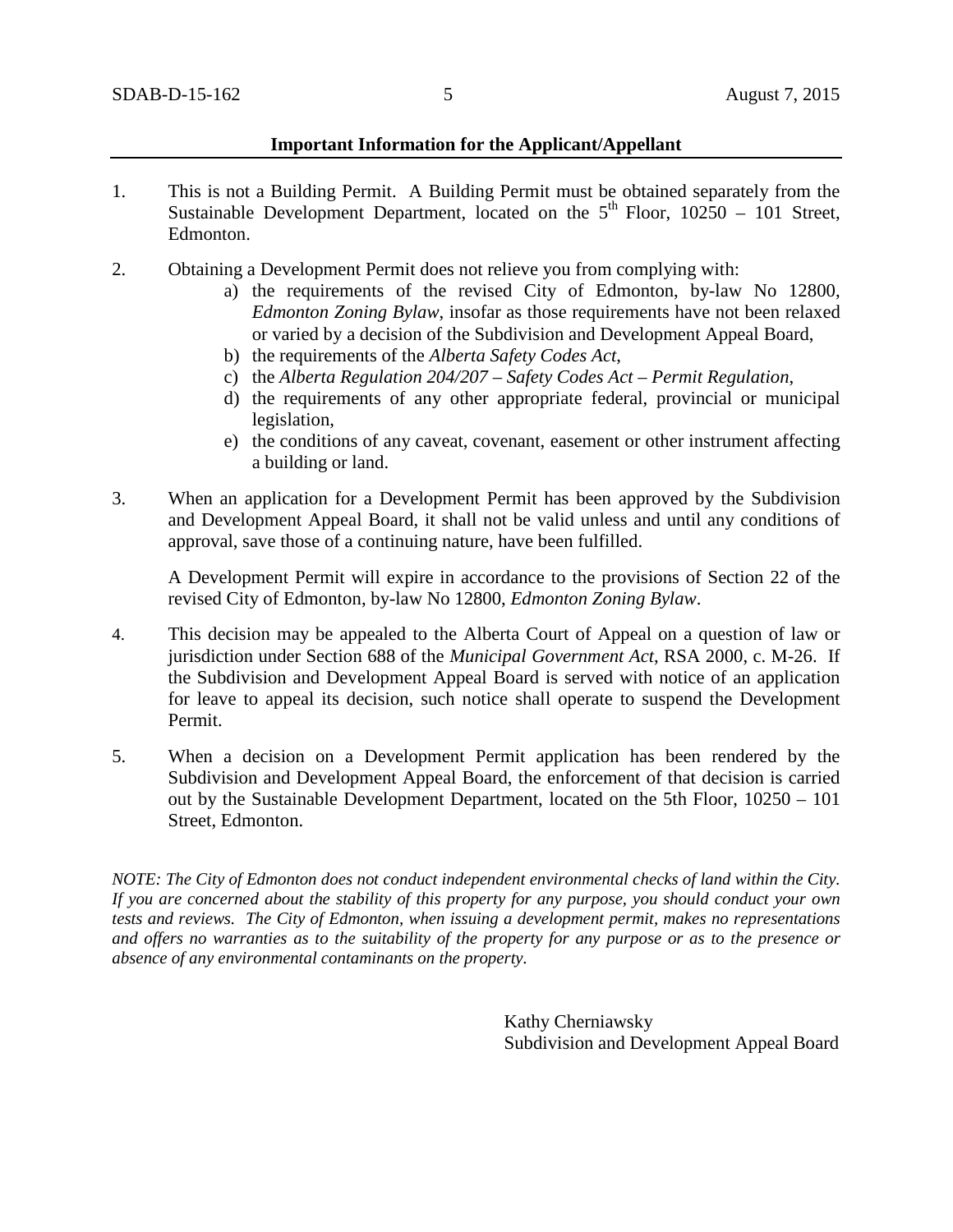**Important Information for the Applicant/Appellant**

1. This is not a Building Permit. A Building Permit must be obtained separately from the Sustainable Development Department, located on the 5th Floor, 10250 – 101 Street, Edmonton.

2. Obtaining a Development Permit does not relieve you from complying with:
   a) the requirements of the revised City of Edmonton, by-law No 12800, *Edmonton Zoning Bylaw*, insofar as those requirements have not been relaxed or varied by a decision of the Subdivision and Development Appeal Board,
   b) the requirements of the *Alberta Safety Codes Act*,
   c) the *Alberta Regulation 204/207 – Safety Codes Act – Permit Regulation*,
   d) the requirements of any other appropriate federal, provincial or municipal legislation,
   e) the conditions of any caveat, covenant, easement or other instrument affecting a building or land.

3. When an application for a Development Permit has been approved by the Subdivision and Development Appeal Board, it shall not be valid unless and until any conditions of approval, save those of a continuing nature, have been fulfilled.

   A Development Permit will expire in accordance to the provisions of Section 22 of the revised City of Edmonton, by-law No 12800, *Edmonton Zoning Bylaw*.

4. This decision may be appealed to the Alberta Court of Appeal on a question of law or jurisdiction under Section 688 of the *Municipal Government Act*, RSA 2000, c. M-26. If the Subdivision and Development Appeal Board is served with notice of an application for leave to appeal its decision, such notice shall operate to suspend the Development Permit.

5. When a decision on a Development Permit application has been rendered by the Subdivision and Development Appeal Board, the enforcement of that decision is carried out by the Sustainable Development Department, located on the 5th Floor, 10250 – 101 Street, Edmonton.

*NOTE: The City of Edmonton does not conduct independent environmental checks of land within the City. If you are concerned about the stability of this property for any purpose, you should conduct your own tests and reviews. The City of Edmonton, when issuing a development permit, makes no representations and offers no warranties as to the suitability of the property for any purpose or as to the presence or absence of any environmental contaminants on the property.*

Kathy Cherniawsky
Subdivision and Development Appeal Board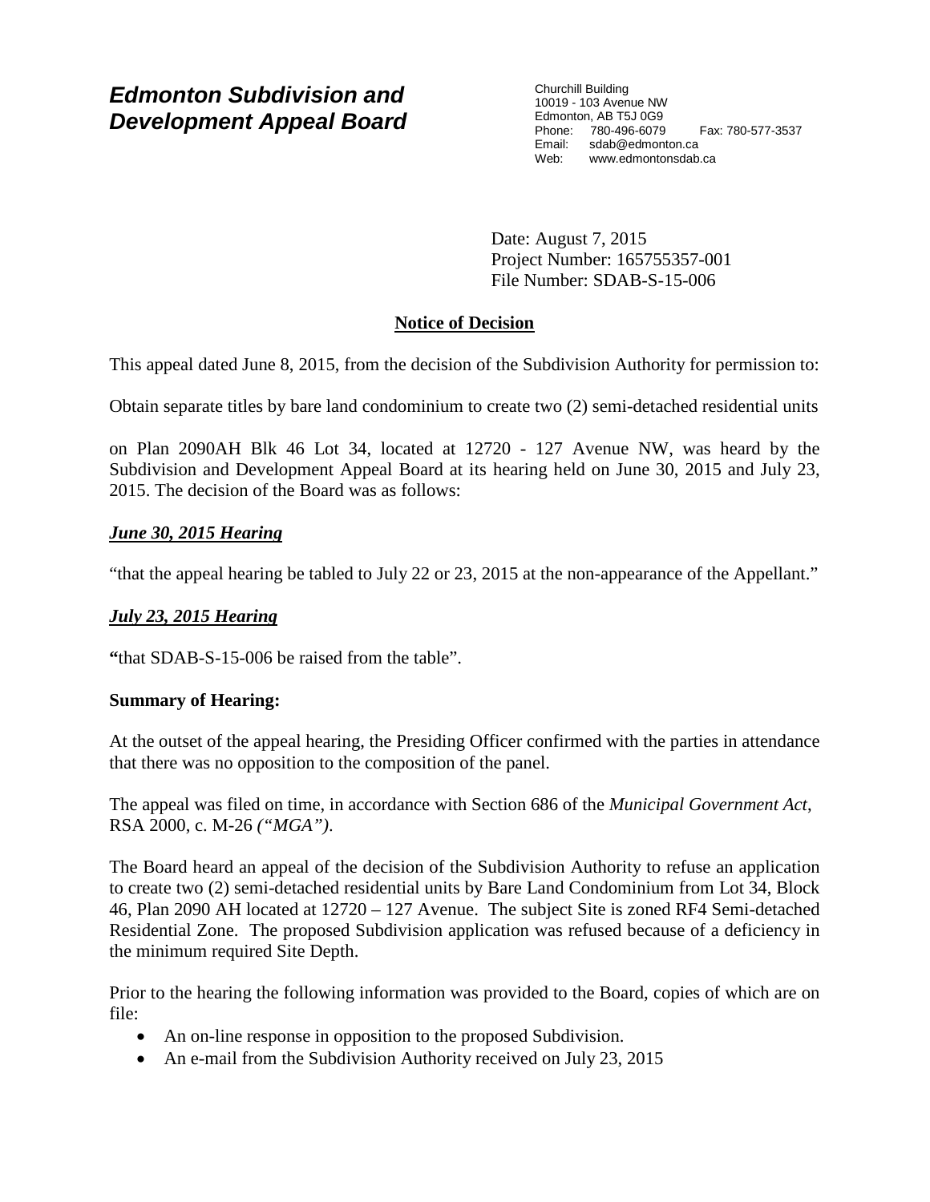# *Edmonton Subdivision and Development Appeal Board*

Churchill Building
10019 - 103 Avenue NW
Edmonton, AB T5J 0G9
Phone: 780-496-6079 Fax: 780-577-3537
Email: sdab@edmonton.ca
Web: www.edmontonsdab.ca

Date: August 7, 2015
Project Number: 165755357-001
File Number: SDAB-S-15-006

## Notice of Decision

This appeal dated June 8, 2015, from the decision of the Subdivision Authority for permission to:

Obtain separate titles by bare land condominium to create two (2) semi-detached residential units

on Plan 2090AH Blk 46 Lot 34, located at 12720 - 127 Avenue NW, was heard by the Subdivision and Development Appeal Board at its hearing held on June 30, 2015 and July 23, 2015. The decision of the Board was as follows:

### ***June 30, 2015 Hearing***

"that the appeal hearing be tabled to July 22 or 23, 2015 at the non-appearance of the Appellant."

### ***July 23, 2015 Hearing***

**"**that SDAB-S-15-006 be raised from the table".

**Summary of Hearing:**

At the outset of the appeal hearing, the Presiding Officer confirmed with the parties in attendance that there was no opposition to the composition of the panel.

The appeal was filed on time, in accordance with Section 686 of the *Municipal Government Act*, RSA 2000, c. M-26 *("MGA")*.

The Board heard an appeal of the decision of the Subdivision Authority to refuse an application to create two (2) semi-detached residential units by Bare Land Condominium from Lot 34, Block 46, Plan 2090 AH located at 12720 – 127 Avenue. The subject Site is zoned RF4 Semi-detached Residential Zone. The proposed Subdivision application was refused because of a deficiency in the minimum required Site Depth.

Prior to the hearing the following information was provided to the Board, copies of which are on file:

- An on-line response in opposition to the proposed Subdivision.
- An e-mail from the Subdivision Authority received on July 23, 2015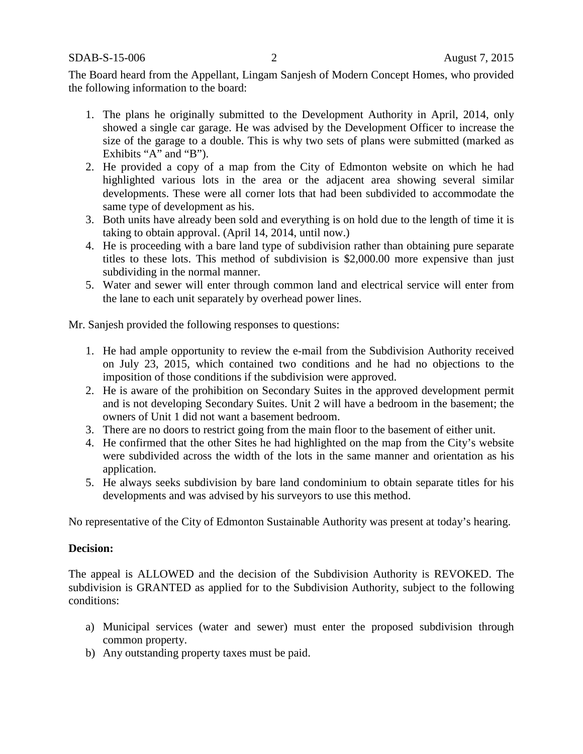The Board heard from the Appellant, Lingam Sanjesh of Modern Concept Homes, who provided the following information to the board:

1. The plans he originally submitted to the Development Authority in April, 2014, only showed a single car garage. He was advised by the Development Officer to increase the size of the garage to a double. This is why two sets of plans were submitted (marked as Exhibits "A" and "B").
2. He provided a copy of a map from the City of Edmonton website on which he had highlighted various lots in the area or the adjacent area showing several similar developments. These were all corner lots that had been subdivided to accommodate the same type of development as his.
3. Both units have already been sold and everything is on hold due to the length of time it is taking to obtain approval. (April 14, 2014, until now.)
4. He is proceeding with a bare land type of subdivision rather than obtaining pure separate titles to these lots. This method of subdivision is $2,000.00 more expensive than just subdividing in the normal manner.
5. Water and sewer will enter through common land and electrical service will enter from the lane to each unit separately by overhead power lines.

Mr. Sanjesh provided the following responses to questions:

1. He had ample opportunity to review the e-mail from the Subdivision Authority received on July 23, 2015, which contained two conditions and he had no objections to the imposition of those conditions if the subdivision were approved.
2. He is aware of the prohibition on Secondary Suites in the approved development permit and is not developing Secondary Suites. Unit 2 will have a bedroom in the basement; the owners of Unit 1 did not want a basement bedroom.
3. There are no doors to restrict going from the main floor to the basement of either unit.
4. He confirmed that the other Sites he had highlighted on the map from the City's website were subdivided across the width of the lots in the same manner and orientation as his application.
5. He always seeks subdivision by bare land condominium to obtain separate titles for his developments and was advised by his surveyors to use this method.

No representative of the City of Edmonton Sustainable Authority was present at today's hearing.

**Decision:**

The appeal is ALLOWED and the decision of the Subdivision Authority is REVOKED. The subdivision is GRANTED as applied for to the Subdivision Authority, subject to the following conditions:

a) Municipal services (water and sewer) must enter the proposed subdivision through common property.
b) Any outstanding property taxes must be paid.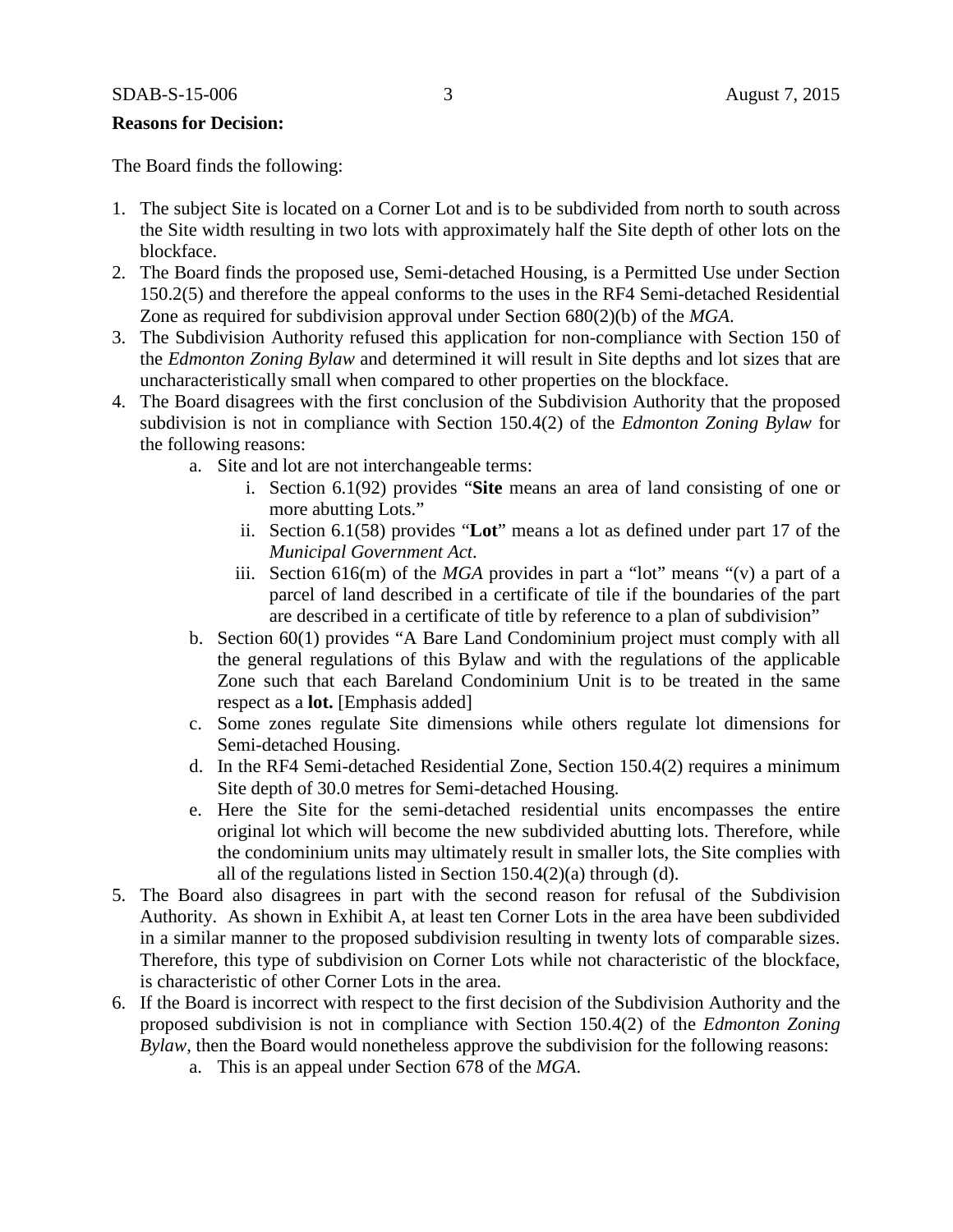**Reasons for Decision:**

The Board finds the following:

1. The subject Site is located on a Corner Lot and is to be subdivided from north to south across the Site width resulting in two lots with approximately half the Site depth of other lots on the blockface.
2. The Board finds the proposed use, Semi-detached Housing, is a Permitted Use under Section 150.2(5) and therefore the appeal conforms to the uses in the RF4 Semi-detached Residential Zone as required for subdivision approval under Section 680(2)(b) of the *MGA*.
3. The Subdivision Authority refused this application for non-compliance with Section 150 of the *Edmonton Zoning Bylaw* and determined it will result in Site depths and lot sizes that are uncharacteristically small when compared to other properties on the blockface.
4. The Board disagrees with the first conclusion of the Subdivision Authority that the proposed subdivision is not in compliance with Section 150.4(2) of the *Edmonton Zoning Bylaw* for the following reasons:
    a. Site and lot are not interchangeable terms:
        i. Section 6.1(92) provides "**Site** means an area of land consisting of one or more abutting Lots."
        ii. Section 6.1(58) provides "**Lot**" means a lot as defined under part 17 of the *Municipal Government Act*.
        iii. Section 616(m) of the *MGA* provides in part a "lot" means "(v) a part of a parcel of land described in a certificate of tile if the boundaries of the part are described in a certificate of title by reference to a plan of subdivision"
    b. Section 60(1) provides "A Bare Land Condominium project must comply with all the general regulations of this Bylaw and with the regulations of the applicable Zone such that each Bareland Condominium Unit is to be treated in the same respect as a **lot.** [Emphasis added]
    c. Some zones regulate Site dimensions while others regulate lot dimensions for Semi-detached Housing.
    d. In the RF4 Semi-detached Residential Zone, Section 150.4(2) requires a minimum Site depth of 30.0 metres for Semi-detached Housing.
    e. Here the Site for the semi-detached residential units encompasses the entire original lot which will become the new subdivided abutting lots. Therefore, while the condominium units may ultimately result in smaller lots, the Site complies with all of the regulations listed in Section 150.4(2)(a) through (d).
5. The Board also disagrees in part with the second reason for refusal of the Subdivision Authority. As shown in Exhibit A, at least ten Corner Lots in the area have been subdivided in a similar manner to the proposed subdivision resulting in twenty lots of comparable sizes. Therefore, this type of subdivision on Corner Lots while not characteristic of the blockface, is characteristic of other Corner Lots in the area.
6. If the Board is incorrect with respect to the first decision of the Subdivision Authority and the proposed subdivision is not in compliance with Section 150.4(2) of the *Edmonton Zoning Bylaw*, then the Board would nonetheless approve the subdivision for the following reasons:
    a. This is an appeal under Section 678 of the *MGA*.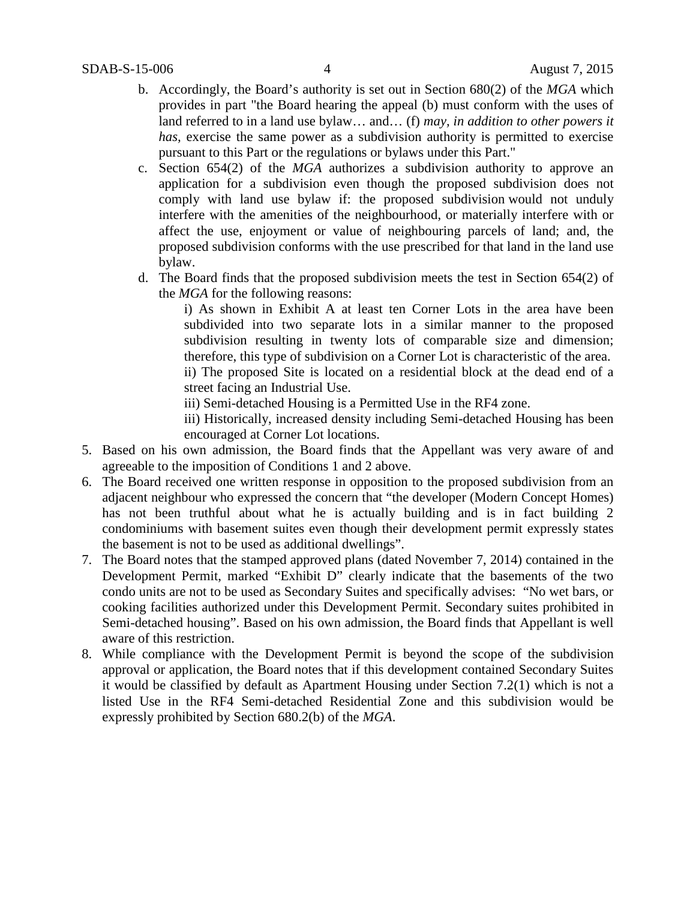b. Accordingly, the Board's authority is set out in Section 680(2) of the *MGA* which provides in part "the Board hearing the appeal (b) must conform with the uses of land referred to in a land use bylaw… and… (f) *may, in addition to other powers it has,* exercise the same power as a subdivision authority is permitted to exercise pursuant to this Part or the regulations or bylaws under this Part."

c. Section 654(2) of the *MGA* authorizes a subdivision authority to approve an application for a subdivision even though the proposed subdivision does not comply with land use bylaw if: the proposed subdivision would not unduly interfere with the amenities of the neighbourhood, or materially interfere with or affect the use, enjoyment or value of neighbouring parcels of land; and, the proposed subdivision conforms with the use prescribed for that land in the land use bylaw.

d. The Board finds that the proposed subdivision meets the test in Section 654(2) of the *MGA* for the following reasons:

   i) As shown in Exhibit A at least ten Corner Lots in the area have been subdivided into two separate lots in a similar manner to the proposed subdivision resulting in twenty lots of comparable size and dimension; therefore, this type of subdivision on a Corner Lot is characteristic of the area.

   ii) The proposed Site is located on a residential block at the dead end of a street facing an Industrial Use.

   iii) Semi-detached Housing is a Permitted Use in the RF4 zone.

   iii) Historically, increased density including Semi-detached Housing has been encouraged at Corner Lot locations.

5. Based on his own admission, the Board finds that the Appellant was very aware of and agreeable to the imposition of Conditions 1 and 2 above.

6. The Board received one written response in opposition to the proposed subdivision from an adjacent neighbour who expressed the concern that "the developer (Modern Concept Homes) has not been truthful about what he is actually building and is in fact building 2 condominiums with basement suites even though their development permit expressly states the basement is not to be used as additional dwellings".

7. The Board notes that the stamped approved plans (dated November 7, 2014) contained in the Development Permit, marked "Exhibit D" clearly indicate that the basements of the two condo units are not to be used as Secondary Suites and specifically advises: "No wet bars, or cooking facilities authorized under this Development Permit. Secondary suites prohibited in Semi-detached housing". Based on his own admission, the Board finds that Appellant is well aware of this restriction.

8. While compliance with the Development Permit is beyond the scope of the subdivision approval or application, the Board notes that if this development contained Secondary Suites it would be classified by default as Apartment Housing under Section 7.2(1) which is not a listed Use in the RF4 Semi-detached Residential Zone and this subdivision would be expressly prohibited by Section 680.2(b) of the *MGA*.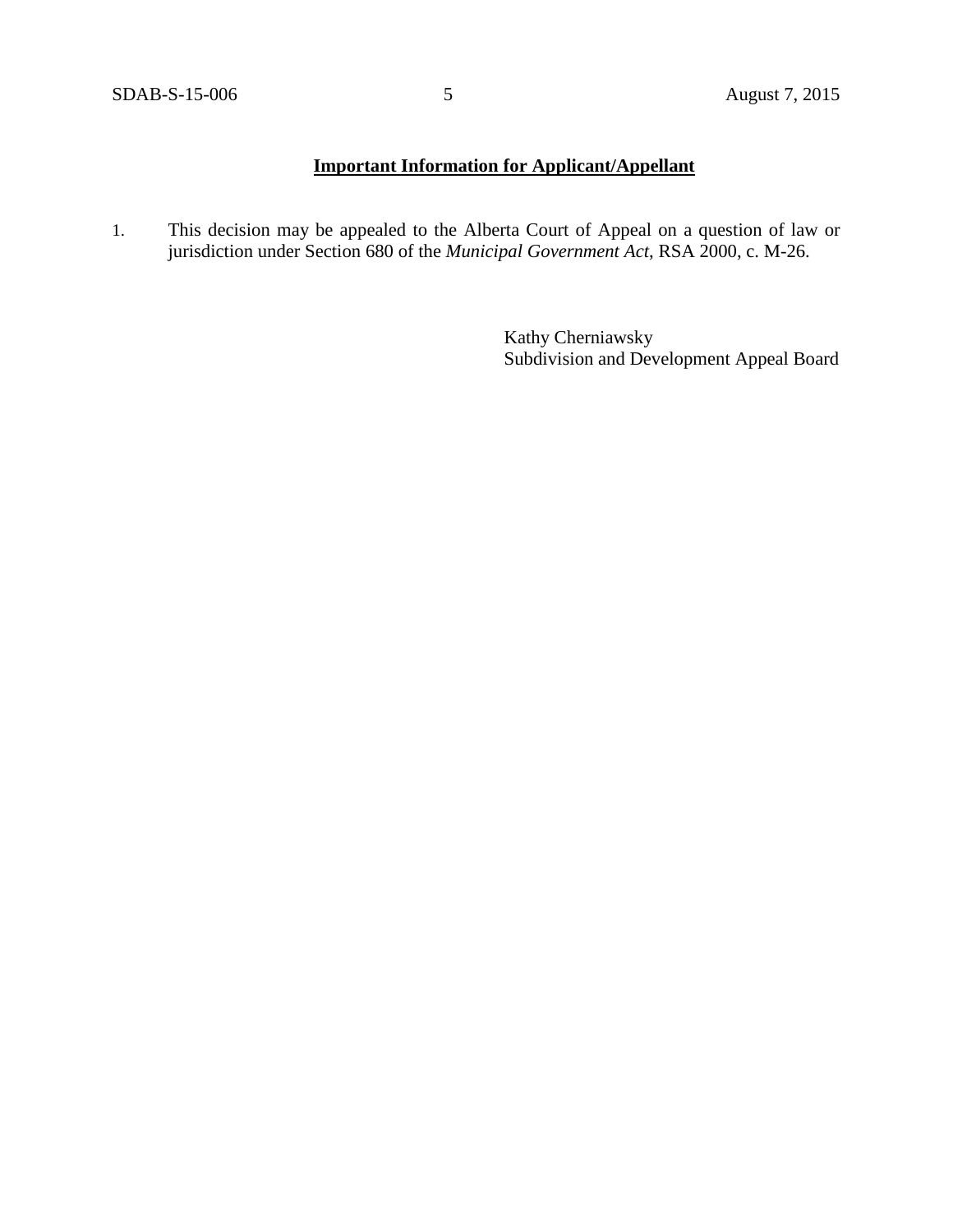**Important Information for Applicant/Appellant**

1. This decision may be appealed to the Alberta Court of Appeal on a question of law or jurisdiction under Section 680 of the *Municipal Government Act*, RSA 2000, c. M-26.

Kathy Cherniawsky
Subdivision and Development Appeal Board